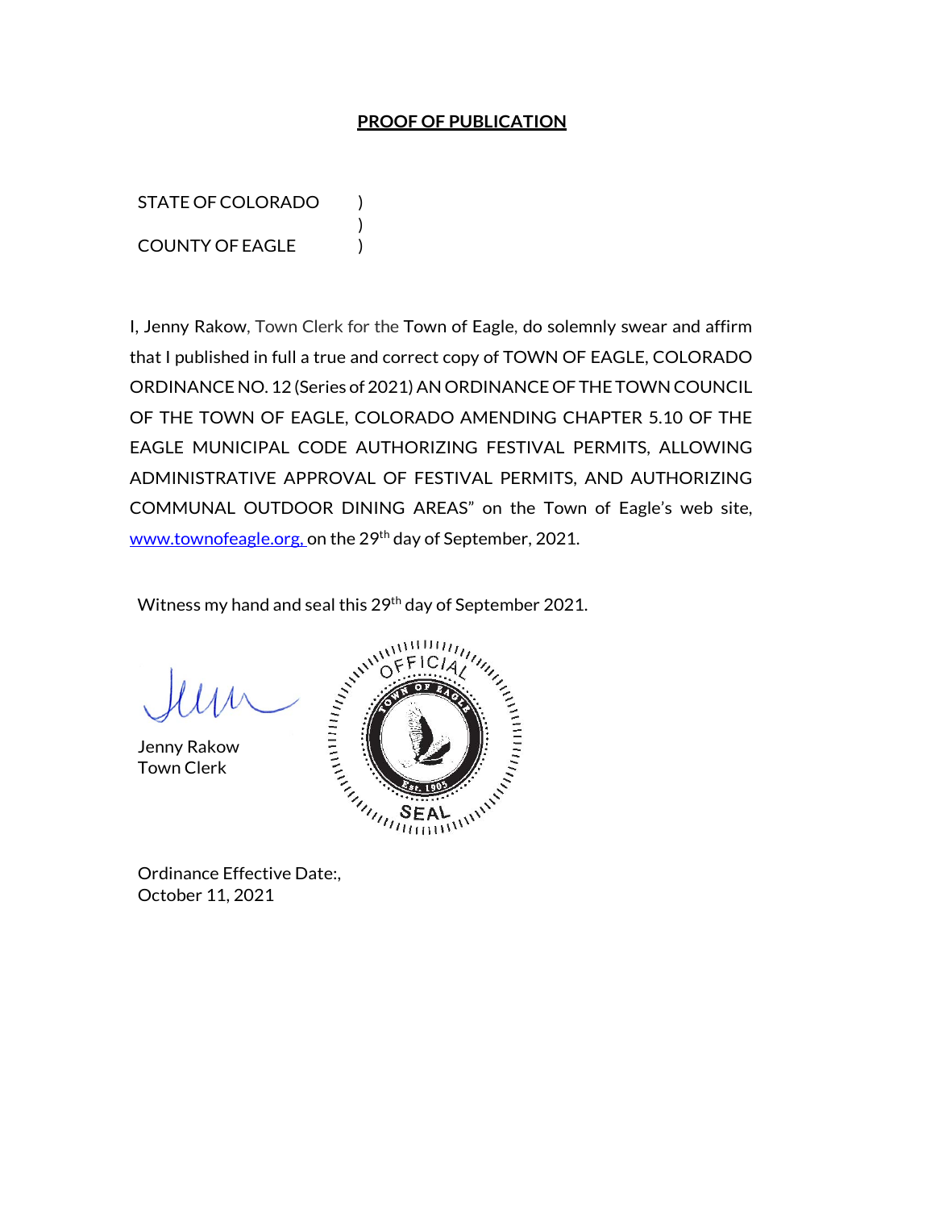**PROOF OF PUBLICATION**

STATE OF COLORADO )
)
COUNTY OF EAGLE )

I, Jenny Rakow, Town Clerk for the Town of Eagle, do solemnly swear and affirm that I published in full a true and correct copy of TOWN OF EAGLE, COLORADO ORDINANCE NO. 12 (Series of 2021) AN ORDINANCE OF THE TOWN COUNCIL OF THE TOWN OF EAGLE, COLORADO AMENDING CHAPTER 5.10 OF THE EAGLE MUNICIPAL CODE AUTHORIZING FESTIVAL PERMITS, ALLOWING ADMINISTRATIVE APPROVAL OF FESTIVAL PERMITS, AND AUTHORIZING COMMUNAL OUTDOOR DINING AREAS" on the Town of Eagle's web site, www.townofeagle.org, on the 29th day of September, 2021.

Witness my hand and seal this 29th day of September 2021.

Jenny Rakow
Town Clerk

OFFICIAL TOWN OF EAGLE Est. 1905 SEAL

Ordinance Effective Date:,
October 11, 2021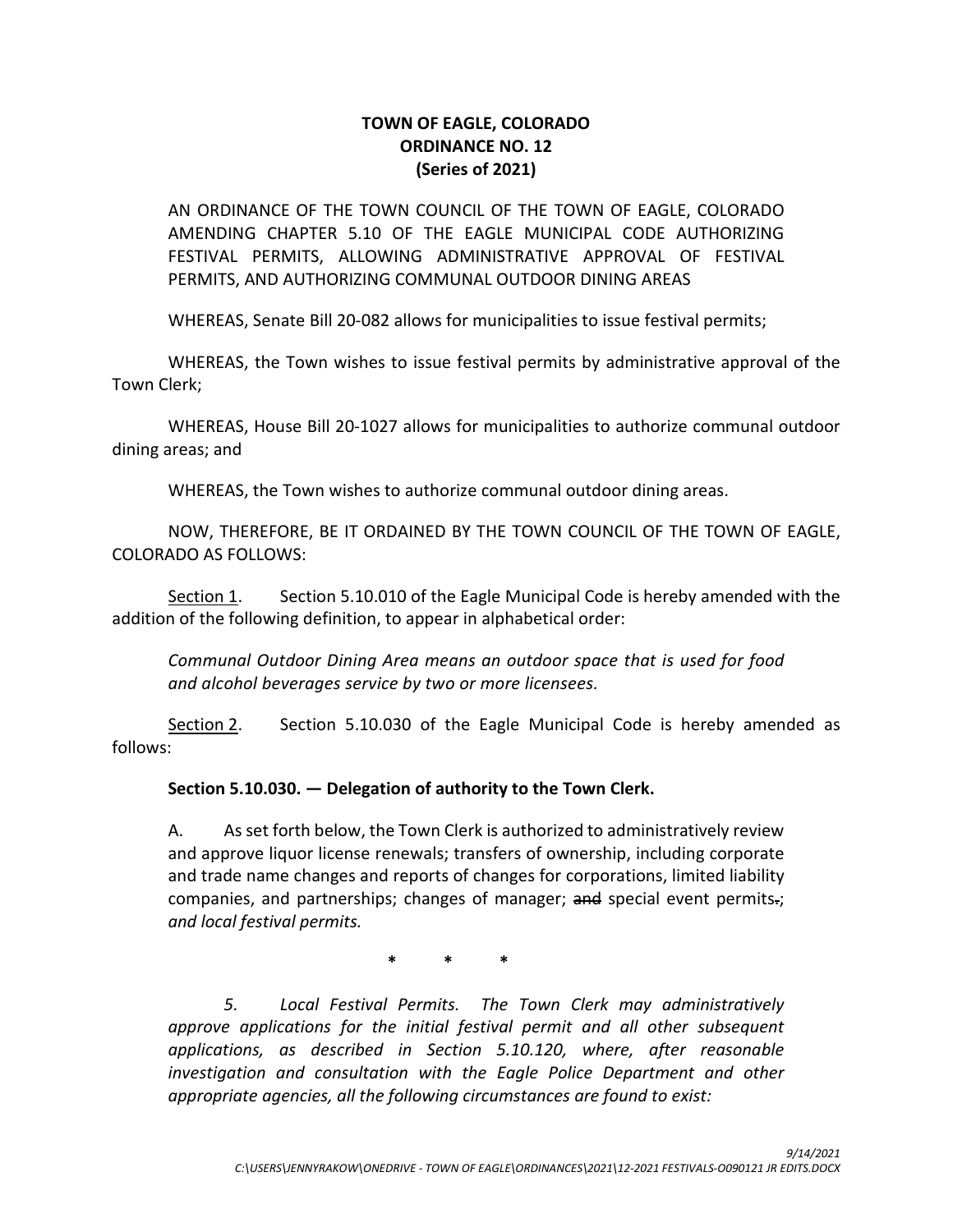**TOWN OF EAGLE, COLORADO**
**ORDINANCE NO. 12**
**(Series of 2021)**

AN ORDINANCE OF THE TOWN COUNCIL OF THE TOWN OF EAGLE, COLORADO AMENDING CHAPTER 5.10 OF THE EAGLE MUNICIPAL CODE AUTHORIZING FESTIVAL PERMITS, ALLOWING ADMINISTRATIVE APPROVAL OF FESTIVAL PERMITS, AND AUTHORIZING COMMUNAL OUTDOOR DINING AREAS

WHEREAS, Senate Bill 20-082 allows for municipalities to issue festival permits;

WHEREAS, the Town wishes to issue festival permits by administrative approval of the Town Clerk;

WHEREAS, House Bill 20-1027 allows for municipalities to authorize communal outdoor dining areas; and

WHEREAS, the Town wishes to authorize communal outdoor dining areas.

NOW, THEREFORE, BE IT ORDAINED BY THE TOWN COUNCIL OF THE TOWN OF EAGLE, COLORADO AS FOLLOWS:

Section 1. Section 5.10.010 of the Eagle Municipal Code is hereby amended with the addition of the following definition, to appear in alphabetical order:

*Communal Outdoor Dining Area means an outdoor space that is used for food and alcohol beverages service by two or more licensees.*

Section 2. Section 5.10.030 of the Eagle Municipal Code is hereby amended as follows:

**Section 5.10.030. — Delegation of authority to the Town Clerk.**

A. As set forth below, the Town Clerk is authorized to administratively review and approve liquor license renewals; transfers of ownership, including corporate and trade name changes and reports of changes for corporations, limited liability companies, and partnerships; changes of manager; ~~and~~ special event permits~~.~~; *and local festival permits.*

\* \* \*

*5. Local Festival Permits. The Town Clerk may administratively approve applications for the initial festival permit and all other subsequent applications, as described in Section 5.10.120, where, after reasonable investigation and consultation with the Eagle Police Department and other appropriate agencies, all the following circumstances are found to exist:*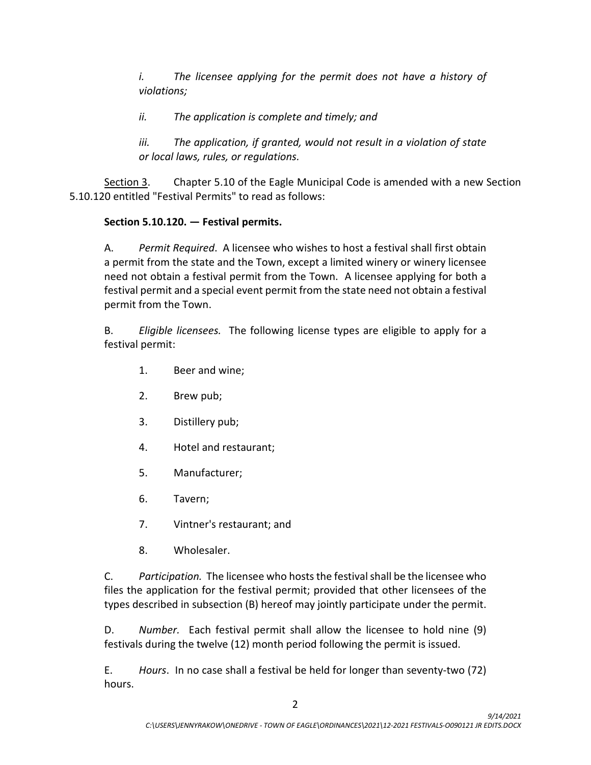*i. The licensee applying for the permit does not have a history of violations;*

*ii. The application is complete and timely; and*

*iii. The application, if granted, would not result in a violation of state or local laws, rules, or regulations.*

Section 3. Chapter 5.10 of the Eagle Municipal Code is amended with a new Section 5.10.120 entitled "Festival Permits" to read as follows:

**Section 5.10.120. — Festival permits.**

A. *Permit Required*. A licensee who wishes to host a festival shall first obtain a permit from the state and the Town, except a limited winery or winery licensee need not obtain a festival permit from the Town. A licensee applying for both a festival permit and a special event permit from the state need not obtain a festival permit from the Town.

B. *Eligible licensees.* The following license types are eligible to apply for a festival permit:

1. Beer and wine;
2. Brew pub;
3. Distillery pub;
4. Hotel and restaurant;
5. Manufacturer;
6. Tavern;
7. Vintner's restaurant; and
8. Wholesaler.

C. *Participation.* The licensee who hosts the festival shall be the licensee who files the application for the festival permit; provided that other licensees of the types described in subsection (B) hereof may jointly participate under the permit.

D. *Number.* Each festival permit shall allow the licensee to hold nine (9) festivals during the twelve (12) month period following the permit is issued.

E. *Hours*. In no case shall a festival be held for longer than seventy-two (72) hours.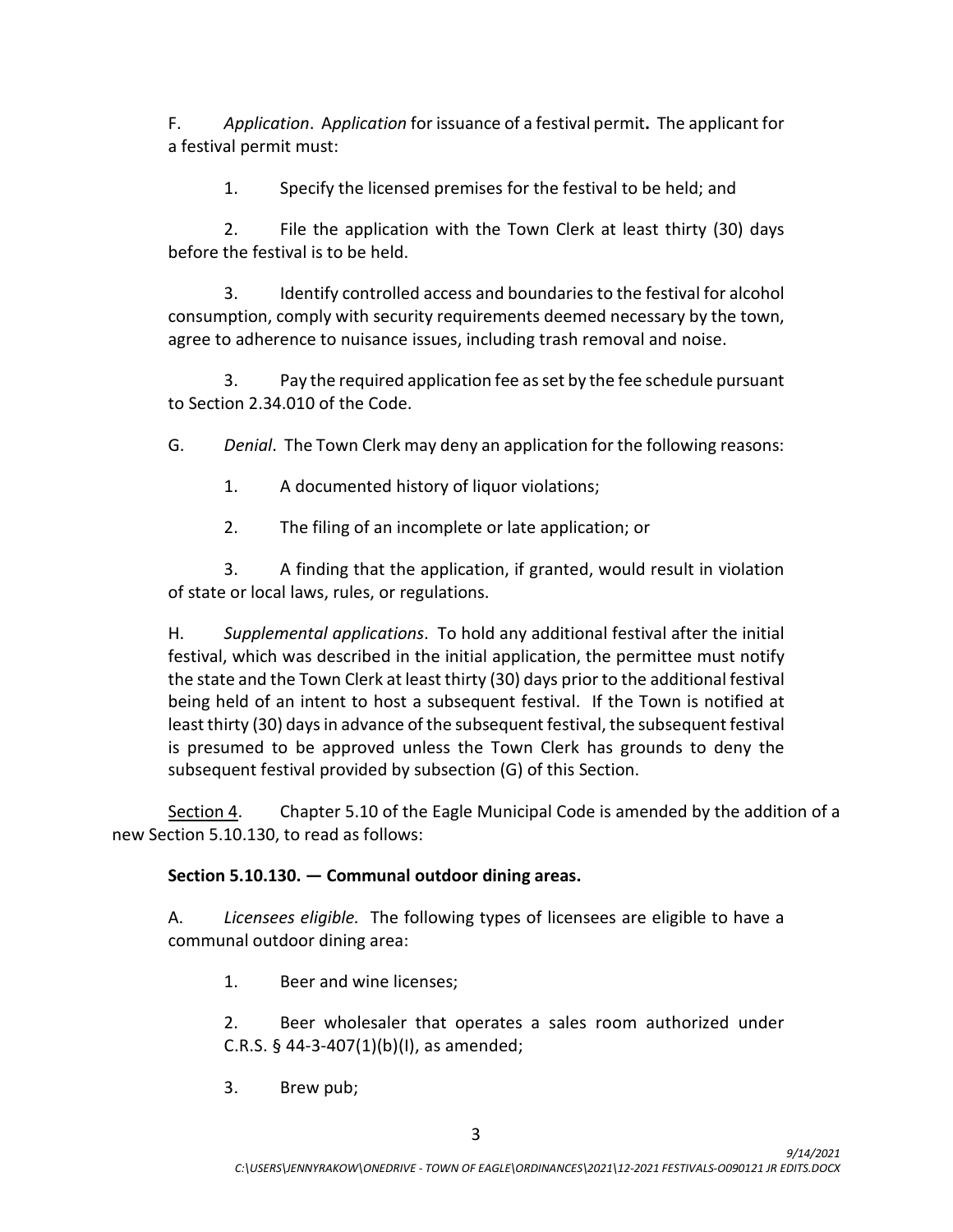F. *Application*. A*pplication* for issuance of a festival permit**.** The applicant for a festival permit must:

1. Specify the licensed premises for the festival to be held; and

2. File the application with the Town Clerk at least thirty (30) days before the festival is to be held.

3. Identify controlled access and boundaries to the festival for alcohol consumption, comply with security requirements deemed necessary by the town, agree to adherence to nuisance issues, including trash removal and noise.

3. Pay the required application fee as set by the fee schedule pursuant to Section 2.34.010 of the Code.

G. *Denial*. The Town Clerk may deny an application for the following reasons:

1. A documented history of liquor violations;

2. The filing of an incomplete or late application; or

3. A finding that the application, if granted, would result in violation of state or local laws, rules, or regulations.

H. *Supplemental applications*. To hold any additional festival after the initial festival, which was described in the initial application, the permittee must notify the state and the Town Clerk at least thirty (30) days prior to the additional festival being held of an intent to host a subsequent festival. If the Town is notified at least thirty (30) days in advance of the subsequent festival, the subsequent festival is presumed to be approved unless the Town Clerk has grounds to deny the subsequent festival provided by subsection (G) of this Section.

<u>Section 4</u>. Chapter 5.10 of the Eagle Municipal Code is amended by the addition of a new Section 5.10.130, to read as follows:

**Section 5.10.130. — Communal outdoor dining areas.**

A. *Licensees eligible.* The following types of licensees are eligible to have a communal outdoor dining area:

1. Beer and wine licenses;

2. Beer wholesaler that operates a sales room authorized under C.R.S. § 44-3-407(1)(b)(I), as amended;

3. Brew pub;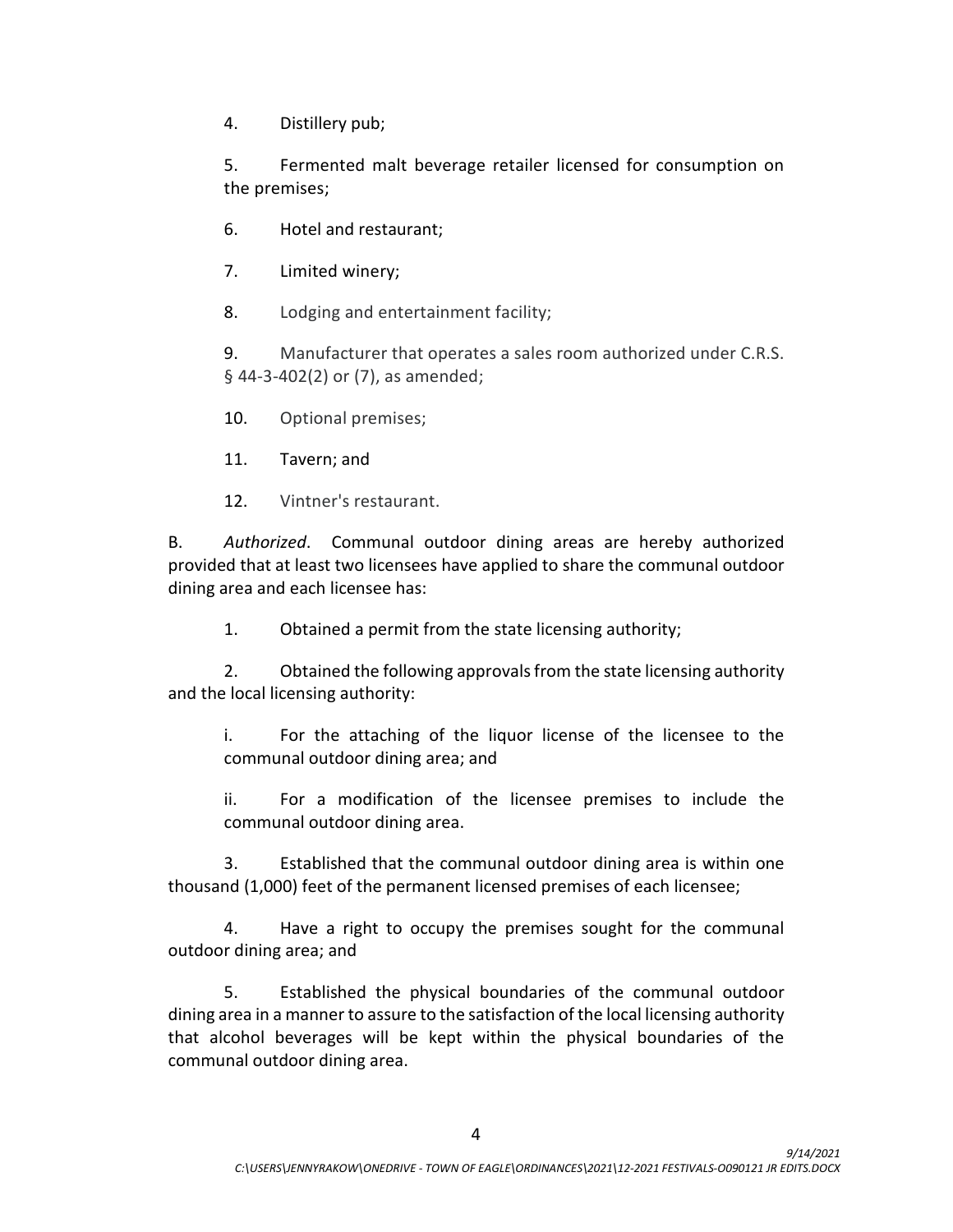4. Distillery pub;

5. Fermented malt beverage retailer licensed for consumption on the premises;

6. Hotel and restaurant;

7. Limited winery;

8. Lodging and entertainment facility;

9. Manufacturer that operates a sales room authorized under C.R.S. § 44-3-402(2) or (7), as amended;

10. Optional premises;

11. Tavern; and

12. Vintner's restaurant.

B. *Authorized*. Communal outdoor dining areas are hereby authorized provided that at least two licensees have applied to share the communal outdoor dining area and each licensee has:

1. Obtained a permit from the state licensing authority;

2. Obtained the following approvals from the state licensing authority and the local licensing authority:

   i. For the attaching of the liquor license of the licensee to the communal outdoor dining area; and

   ii. For a modification of the licensee premises to include the communal outdoor dining area.

3. Established that the communal outdoor dining area is within one thousand (1,000) feet of the permanent licensed premises of each licensee;

4. Have a right to occupy the premises sought for the communal outdoor dining area; and

5. Established the physical boundaries of the communal outdoor dining area in a manner to assure to the satisfaction of the local licensing authority that alcohol beverages will be kept within the physical boundaries of the communal outdoor dining area.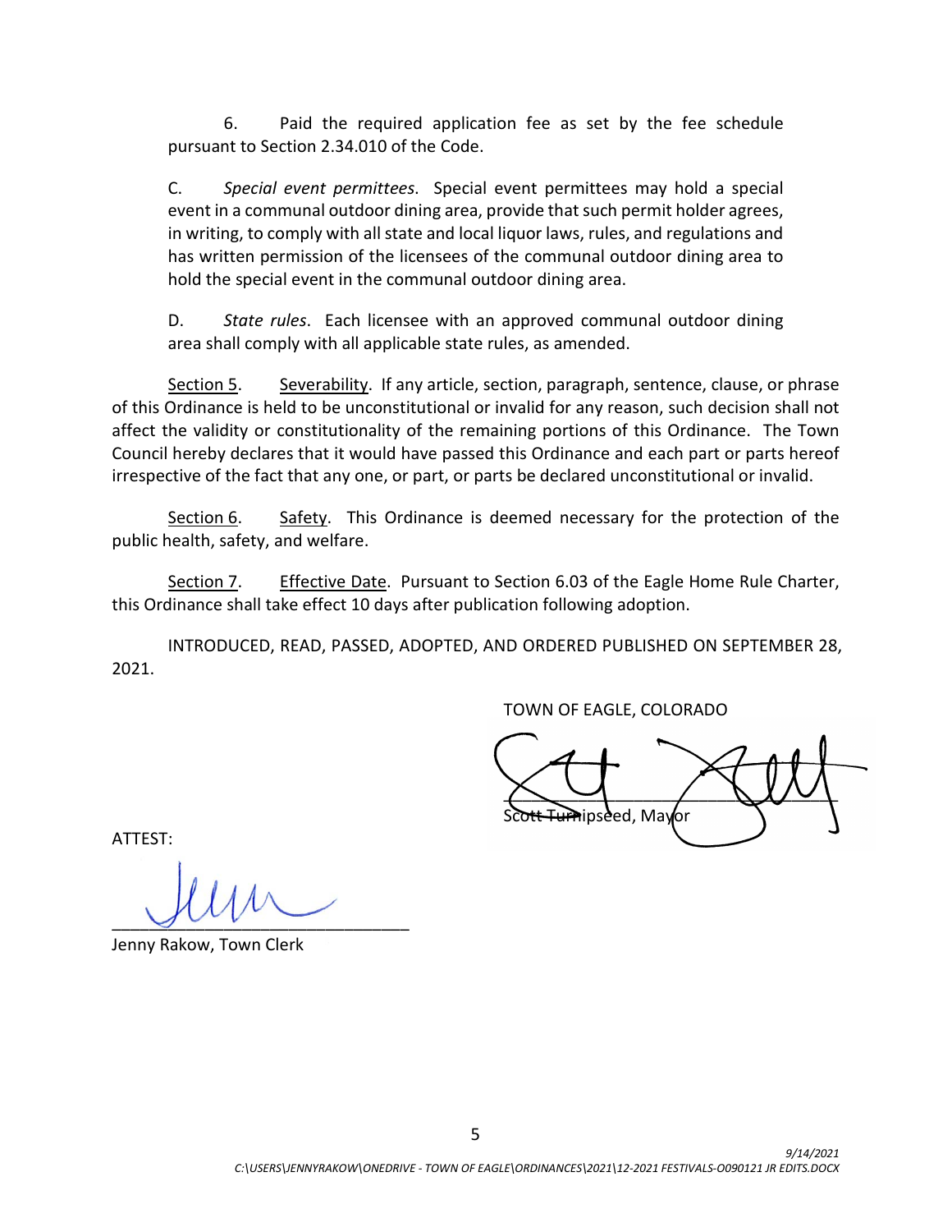6. Paid the required application fee as set by the fee schedule pursuant to Section 2.34.010 of the Code.

C. *Special event permittees*. Special event permittees may hold a special event in a communal outdoor dining area, provide that such permit holder agrees, in writing, to comply with all state and local liquor laws, rules, and regulations and has written permission of the licensees of the communal outdoor dining area to hold the special event in the communal outdoor dining area.

D. *State rules*. Each licensee with an approved communal outdoor dining area shall comply with all applicable state rules, as amended.

Section 5. Severability. If any article, section, paragraph, sentence, clause, or phrase of this Ordinance is held to be unconstitutional or invalid for any reason, such decision shall not affect the validity or constitutionality of the remaining portions of this Ordinance. The Town Council hereby declares that it would have passed this Ordinance and each part or parts hereof irrespective of the fact that any one, or part, or parts be declared unconstitutional or invalid.

Section 6. Safety. This Ordinance is deemed necessary for the protection of the public health, safety, and welfare.

Section 7. Effective Date. Pursuant to Section 6.03 of the Eagle Home Rule Charter, this Ordinance shall take effect 10 days after publication following adoption.

INTRODUCED, READ, PASSED, ADOPTED, AND ORDERED PUBLISHED ON SEPTEMBER 28, 2021.

TOWN OF EAGLE, COLORADO

\_\_\_\_\_\_\_\_\_\_\_\_\_\_\_\_\_\_\_\_\_\_\_\_\_\_\_\_\_\_
Scott Turnipseed, Mayor

ATTEST:

\_\_\_\_\_\_\_\_\_\_\_\_\_\_\_\_\_\_\_\_\_\_\_\_\_\_\_\_\_\_
Jenny Rakow, Town Clerk

*9/14/2021*
*C:\USERS\JENNYRAKOW\ONEDRIVE - TOWN OF EAGLE\ORDINANCES\2021\12-2021 FESTIVALS-O090121 JR EDITS.DOCX*